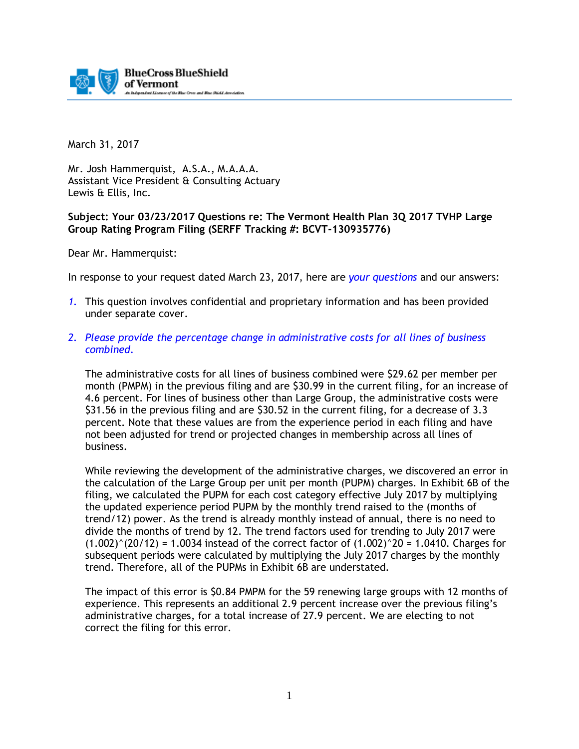BlueCross BlueShield of Vermont

An Independent Licensee of the Blue Cross and Blue Shield Association.

March 31, 2017

Mr. Josh Hammerquist, A.S.A., M.A.A.A.
Assistant Vice President & Consulting Actuary
Lewis & Ellis, Inc.

**Subject: Your 03/23/2017 Questions re: The Vermont Health Plan 3Q 2017 TVHP Large Group Rating Program Filing (SERFF Tracking #: BCVT-130935776)**

Dear Mr. Hammerquist:

In response to your request dated March 23, 2017, here are *your questions* and our answers:

1. This question involves confidential and proprietary information and has been provided under separate cover.

2. *Please provide the percentage change in administrative costs for all lines of business combined.*

   The administrative costs for all lines of business combined were $29.62 per member per month (PMPM) in the previous filing and are $30.99 in the current filing, for an increase of 4.6 percent. For lines of business other than Large Group, the administrative costs were $31.56 in the previous filing and are $30.52 in the current filing, for a decrease of 3.3 percent. Note that these values are from the experience period in each filing and have not been adjusted for trend or projected changes in membership across all lines of business.

   While reviewing the development of the administrative charges, we discovered an error in the calculation of the Large Group per unit per month (PUPM) charges. In Exhibit 6B of the filing, we calculated the PUPM for each cost category effective July 2017 by multiplying the updated experience period PUPM by the monthly trend raised to the (months of trend/12) power. As the trend is already monthly instead of annual, there is no need to divide the months of trend by 12. The trend factors used for trending to July 2017 were $(1.002)^{(20/12)} = 1.0034$ instead of the correct factor of $(1.002)^{20} = 1.0410$. Charges for subsequent periods were calculated by multiplying the July 2017 charges by the monthly trend. Therefore, all of the PUPMs in Exhibit 6B are understated.

   The impact of this error is $0.84 PMPM for the 59 renewing large groups with 12 months of experience. This represents an additional 2.9 percent increase over the previous filing's administrative charges, for a total increase of 27.9 percent. We are electing to not correct the filing for this error.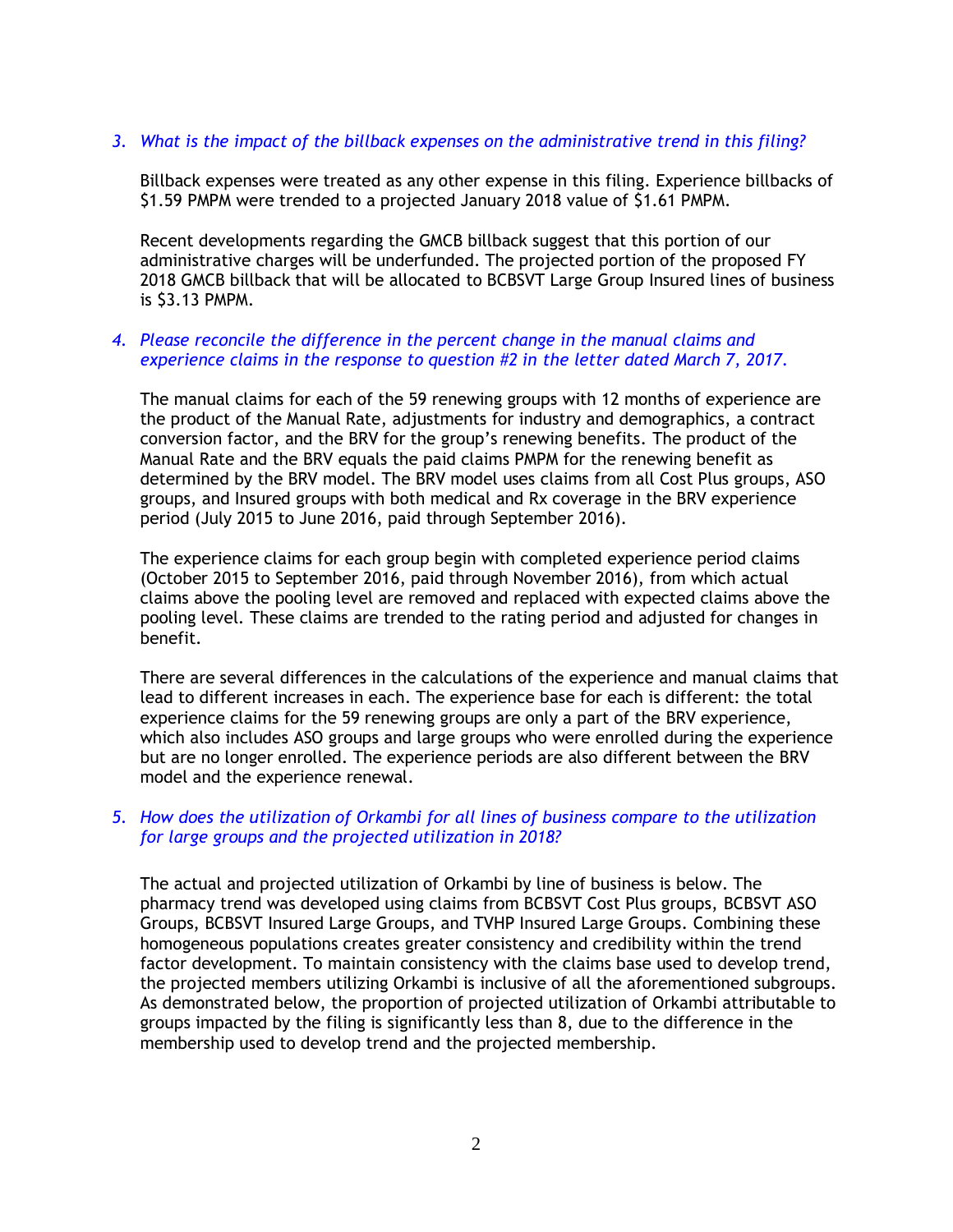3. *What is the impact of the billback expenses on the administrative trend in this filing?*

   Billback expenses were treated as any other expense in this filing. Experience billbacks of $1.59 PMPM were trended to a projected January 2018 value of $1.61 PMPM.

   Recent developments regarding the GMCB billback suggest that this portion of our administrative charges will be underfunded. The projected portion of the proposed FY 2018 GMCB billback that will be allocated to BCBSVT Large Group Insured lines of business is $3.13 PMPM.

4. *Please reconcile the difference in the percent change in the manual claims and experience claims in the response to question #2 in the letter dated March 7, 2017.*

   The manual claims for each of the 59 renewing groups with 12 months of experience are the product of the Manual Rate, adjustments for industry and demographics, a contract conversion factor, and the BRV for the group's renewing benefits. The product of the Manual Rate and the BRV equals the paid claims PMPM for the renewing benefit as determined by the BRV model. The BRV model uses claims from all Cost Plus groups, ASO groups, and Insured groups with both medical and Rx coverage in the BRV experience period (July 2015 to June 2016, paid through September 2016).

   The experience claims for each group begin with completed experience period claims (October 2015 to September 2016, paid through November 2016), from which actual claims above the pooling level are removed and replaced with expected claims above the pooling level. These claims are trended to the rating period and adjusted for changes in benefit.

   There are several differences in the calculations of the experience and manual claims that lead to different increases in each. The experience base for each is different: the total experience claims for the 59 renewing groups are only a part of the BRV experience, which also includes ASO groups and large groups who were enrolled during the experience but are no longer enrolled. The experience periods are also different between the BRV model and the experience renewal.

5. *How does the utilization of Orkambi for all lines of business compare to the utilization for large groups and the projected utilization in 2018?*

   The actual and projected utilization of Orkambi by line of business is below. The pharmacy trend was developed using claims from BCBSVT Cost Plus groups, BCBSVT ASO Groups, BCBSVT Insured Large Groups, and TVHP Insured Large Groups. Combining these homogeneous populations creates greater consistency and credibility within the trend factor development. To maintain consistency with the claims base used to develop trend, the projected members utilizing Orkambi is inclusive of all the aforementioned subgroups. As demonstrated below, the proportion of projected utilization of Orkambi attributable to groups impacted by the filing is significantly less than 8, due to the difference in the membership used to develop trend and the projected membership.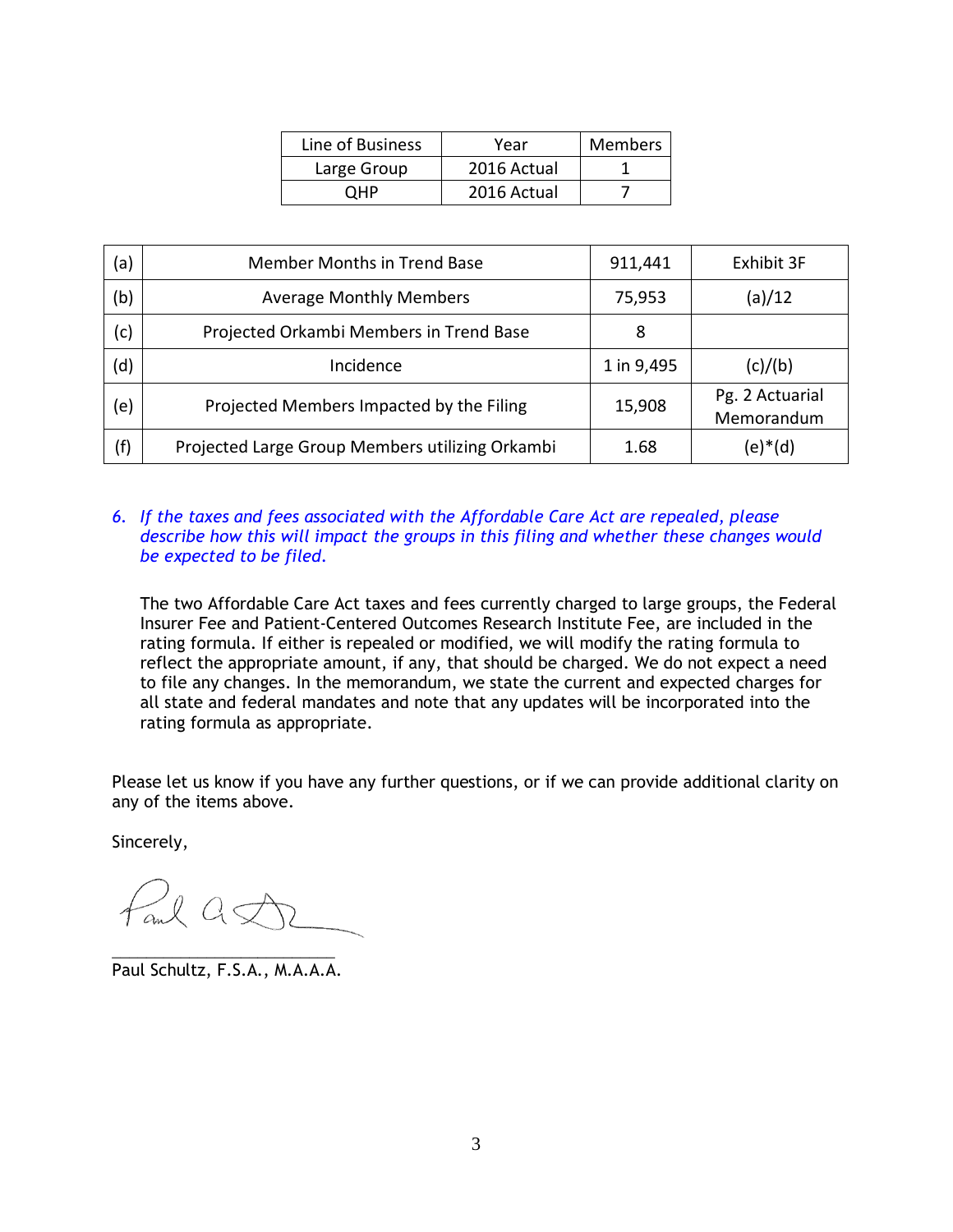| Line of Business | Year | Members |
|---|---|---|
| Large Group | 2016 Actual | 1 |
| QHP | 2016 Actual | 7 |

| | | | |
|---|---|---|---|
| (a) | Member Months in Trend Base | 911,441 | Exhibit 3F |
| (b) | Average Monthly Members | 75,953 | (a)/12 |
| (c) | Projected Orkambi Members in Trend Base | 8 | |
| (d) | Incidence | 1 in 9,495 | (c)/(b) |
| (e) | Projected Members Impacted by the Filing | 15,908 | Pg. 2 Actuarial Memorandum |
| (f) | Projected Large Group Members utilizing Orkambi | 1.68 | (e)*(d) |

6. *If the taxes and fees associated with the Affordable Care Act are repealed, please describe how this will impact the groups in this filing and whether these changes would be expected to be filed.*

   The two Affordable Care Act taxes and fees currently charged to large groups, the Federal Insurer Fee and Patient-Centered Outcomes Research Institute Fee, are included in the rating formula. If either is repealed or modified, we will modify the rating formula to reflect the appropriate amount, if any, that should be charged. We do not expect a need to file any changes. In the memorandum, we state the current and expected charges for all state and federal mandates and note that any updates will be incorporated into the rating formula as appropriate.

Please let us know if you have any further questions, or if we can provide additional clarity on any of the items above.

Sincerely,

Paul Schultz, F.S.A., M.A.A.A.